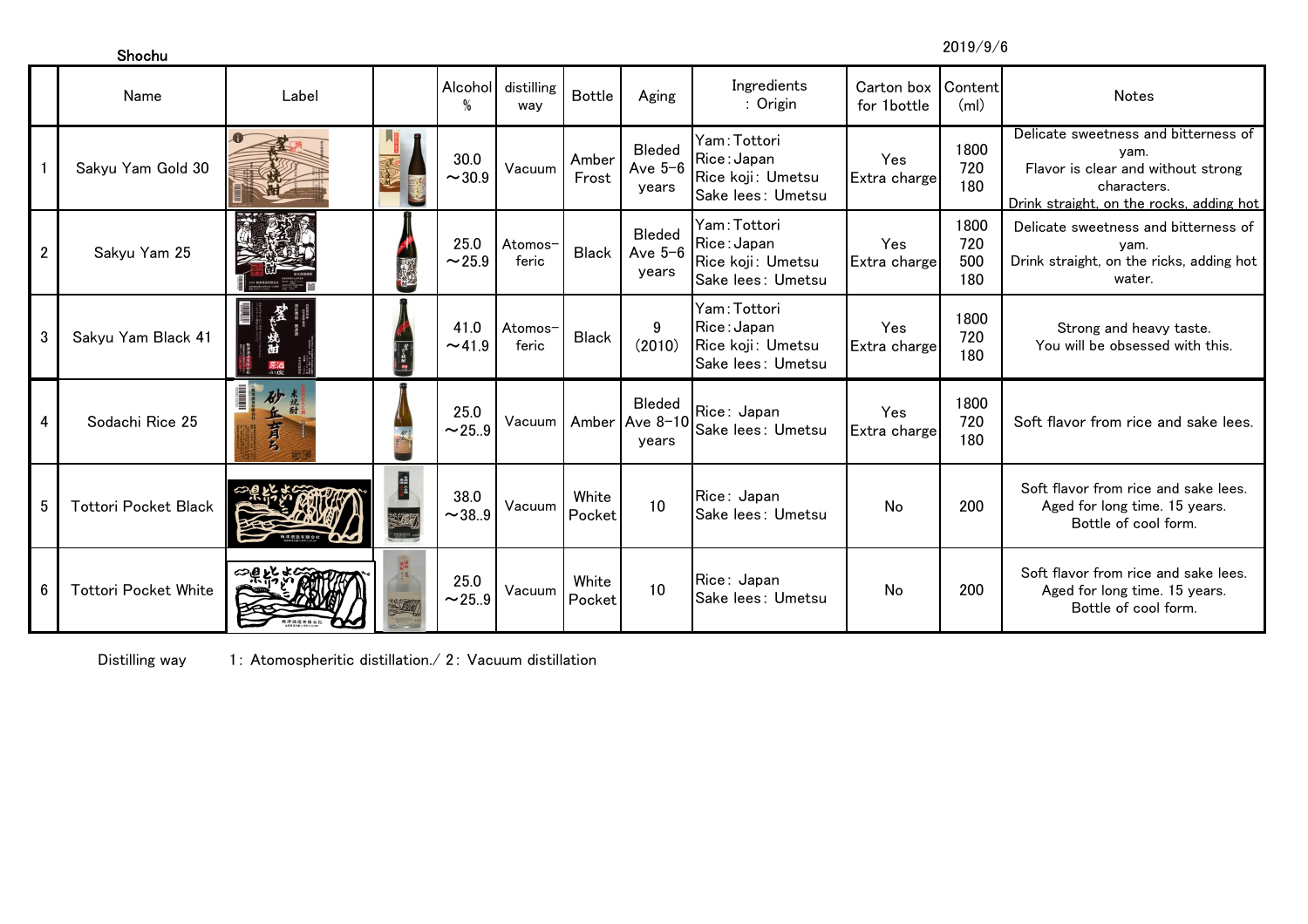Shochu

2019/9/6

| | Name | Label | | Alcohol % | distilling way | Bottle | Aging | Ingredients : Origin | Carton box for 1bottle | Content (ml) | Notes |
|---|---|---|---|---|---|---|---|---|---|---|---|
| 1 | Sakyu Yam Gold 30 | | | 30.0 ～30.9 | Vacuum | Amber Frost | Bleded Ave 5-6 years | Yam : Tottori<br>Rice : Japan<br>Rice koji : Umetsu<br>Sake lees : Umetsu | Yes Extra charge | 1800<br>720<br>180 | Delicate sweetness and bitterness of yam.<br>Flavor is clear and without strong characters.<br>Drink straight, on the rocks, adding hot |
| 2 | Sakyu Yam 25 | | | 25.0 ～25.9 | Atomos-feric | Black | Bleded Ave 5-6 years | Yam : Tottori<br>Rice : Japan<br>Rice koji : Umetsu<br>Sake lees : Umetsu | Yes Extra charge | 1800<br>720<br>500<br>180 | Delicate sweetness and bitterness of yam.<br>Drink straight, on the ricks, adding hot water. |
| 3 | Sakyu Yam Black 41 | | | 41.0 ～41.9 | Atomos-feric | Black | 9 (2010) | Yam : Tottori<br>Rice : Japan<br>Rice koji : Umetsu<br>Sake lees : Umetsu | Yes Extra charge | 1800<br>720<br>180 | Strong and heavy taste.<br>You will be obsessed with this. |
| 4 | Sodachi Rice 25 | | | 25.0 ～25..9 | Vacuum | Amber | Bleded Ave 8-10 years | Rice : Japan<br>Sake lees : Umetsu | Yes Extra charge | 1800<br>720<br>180 | Soft flavor from rice and sake lees. |
| 5 | Tottori Pocket Black | | | 38.0 ～38..9 | Vacuum | White Pocket | 10 | Rice : Japan<br>Sake lees : Umetsu | No | 200 | Soft flavor from rice and sake lees.<br>Aged for long time. 15 years.<br>Bottle of cool form. |
| 6 | Tottori Pocket White | | | 25.0 ～25..9 | Vacuum | White Pocket | 10 | Rice : Japan<br>Sake lees : Umetsu | No | 200 | Soft flavor from rice and sake lees.<br>Aged for long time. 15 years.<br>Bottle of cool form. |

Distilling way 1 : Atomospheritic distillation./ 2 : Vacuum distillation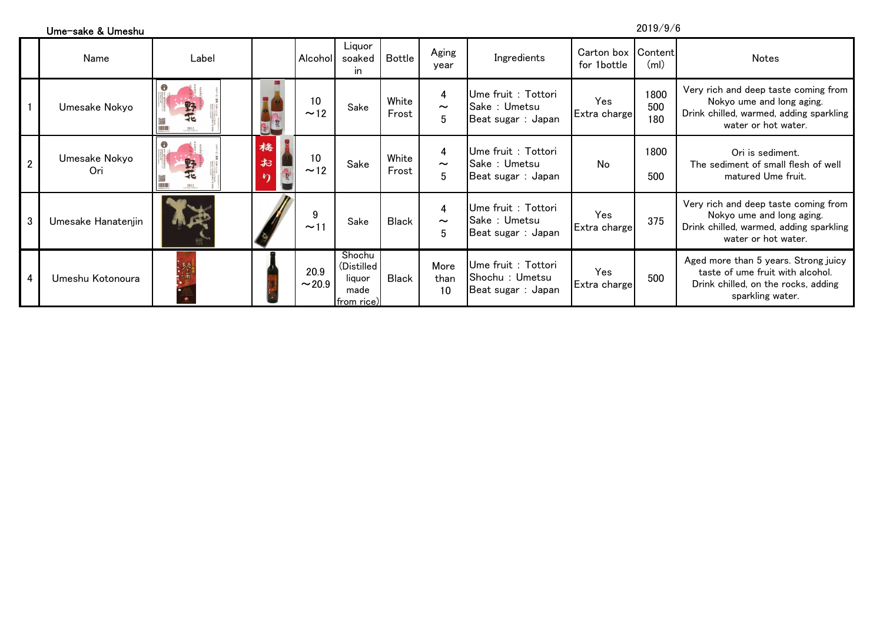Ume-sake & Umeshu

2019/9/6

| | Name | Label | | Alcohol | Liquor soaked in | Bottle | Aging year | Ingredients | Carton box for 1bottle | Content (ml) | Notes |
|---|---|---|---|---|---|---|---|---|---|---|---|
| 1 | Umesake Nokyo | | | 10 ～12 | Sake | White Frost | 4 ～ 5 | Ume fruit : Tottori<br>Sake : Umetsu<br>Beat sugar : Japan | Yes Extra charge | 1800<br>500<br>180 | Very rich and deep taste coming from Nokyo ume and long aging. Drink chilled, warmed, adding sparkling water or hot water. |
| 2 | Umesake Nokyo Ori | | | 10 ～12 | Sake | White Frost | 4 ～ 5 | Ume fruit : Tottori<br>Sake : Umetsu<br>Beat sugar : Japan | No | 1800<br>500 | Ori is sediment. The sediment of small flesh of well matured Ume fruit. |
| 3 | Umesake Hanatenjin | | | 9 ～11 | Sake | Black | 4 ～ 5 | Ume fruit : Tottori<br>Sake : Umetsu<br>Beat sugar : Japan | Yes Extra charge | 375 | Very rich and deep taste coming from Nokyo ume and long aging. Drink chilled, warmed, adding sparkling water or hot water. |
| 4 | Umeshu Kotonoura | | | 20.9 ～20.9 | Shochu (Distilled liquor made from rice) | Black | More than 10 | Ume fruit : Tottori<br>Shochu : Umetsu<br>Beat sugar : Japan | Yes Extra charge | 500 | Aged more than 5 years. Strong juicy taste of ume fruit with alcohol. Drink chilled, on the rocks, adding sparkling water. |